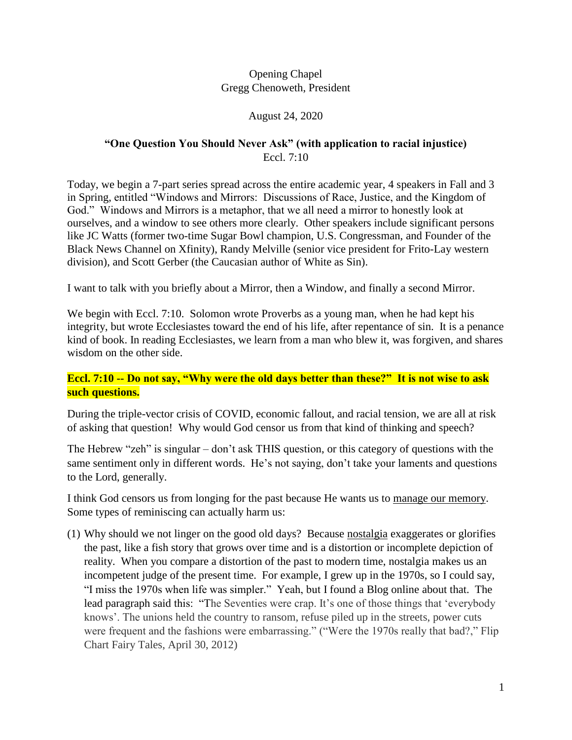Opening Chapel
Gregg Chenoweth, President

August 24, 2020

**"One Question You Should Never Ask" (with application to racial injustice)**
Eccl. 7:10

Today, we begin a 7-part series spread across the entire academic year, 4 speakers in Fall and 3 in Spring, entitled "Windows and Mirrors: Discussions of Race, Justice, and the Kingdom of God." Windows and Mirrors is a metaphor, that we all need a mirror to honestly look at ourselves, and a window to see others more clearly. Other speakers include significant persons like JC Watts (former two-time Sugar Bowl champion, U.S. Congressman, and Founder of the Black News Channel on Xfinity), Randy Melville (senior vice president for Frito-Lay western division), and Scott Gerber (the Caucasian author of White as Sin).

I want to talk with you briefly about a Mirror, then a Window, and finally a second Mirror.

We begin with Eccl. 7:10. Solomon wrote Proverbs as a young man, when he had kept his integrity, but wrote Ecclesiastes toward the end of his life, after repentance of sin. It is a penance kind of book. In reading Ecclesiastes, we learn from a man who blew it, was forgiven, and shares wisdom on the other side.

**Eccl. 7:10 -- Do not say, "Why were the old days better than these?" It is not wise to ask such questions.**

During the triple-vector crisis of COVID, economic fallout, and racial tension, we are all at risk of asking that question! Why would God censor us from that kind of thinking and speech?

The Hebrew "zeh" is singular – don't ask THIS question, or this category of questions with the same sentiment only in different words. He's not saying, don't take your laments and questions to the Lord, generally.

I think God censors us from longing for the past because He wants us to manage our memory. Some types of reminiscing can actually harm us:

(1) Why should we not linger on the good old days? Because nostalgia exaggerates or glorifies the past, like a fish story that grows over time and is a distortion or incomplete depiction of reality. When you compare a distortion of the past to modern time, nostalgia makes us an incompetent judge of the present time. For example, I grew up in the 1970s, so I could say, "I miss the 1970s when life was simpler." Yeah, but I found a Blog online about that. The lead paragraph said this: "The Seventies were crap. It's one of those things that 'everybody knows'. The unions held the country to ransom, refuse piled up in the streets, power cuts were frequent and the fashions were embarrassing." ("Were the 1970s really that bad?," Flip Chart Fairy Tales, April 30, 2012)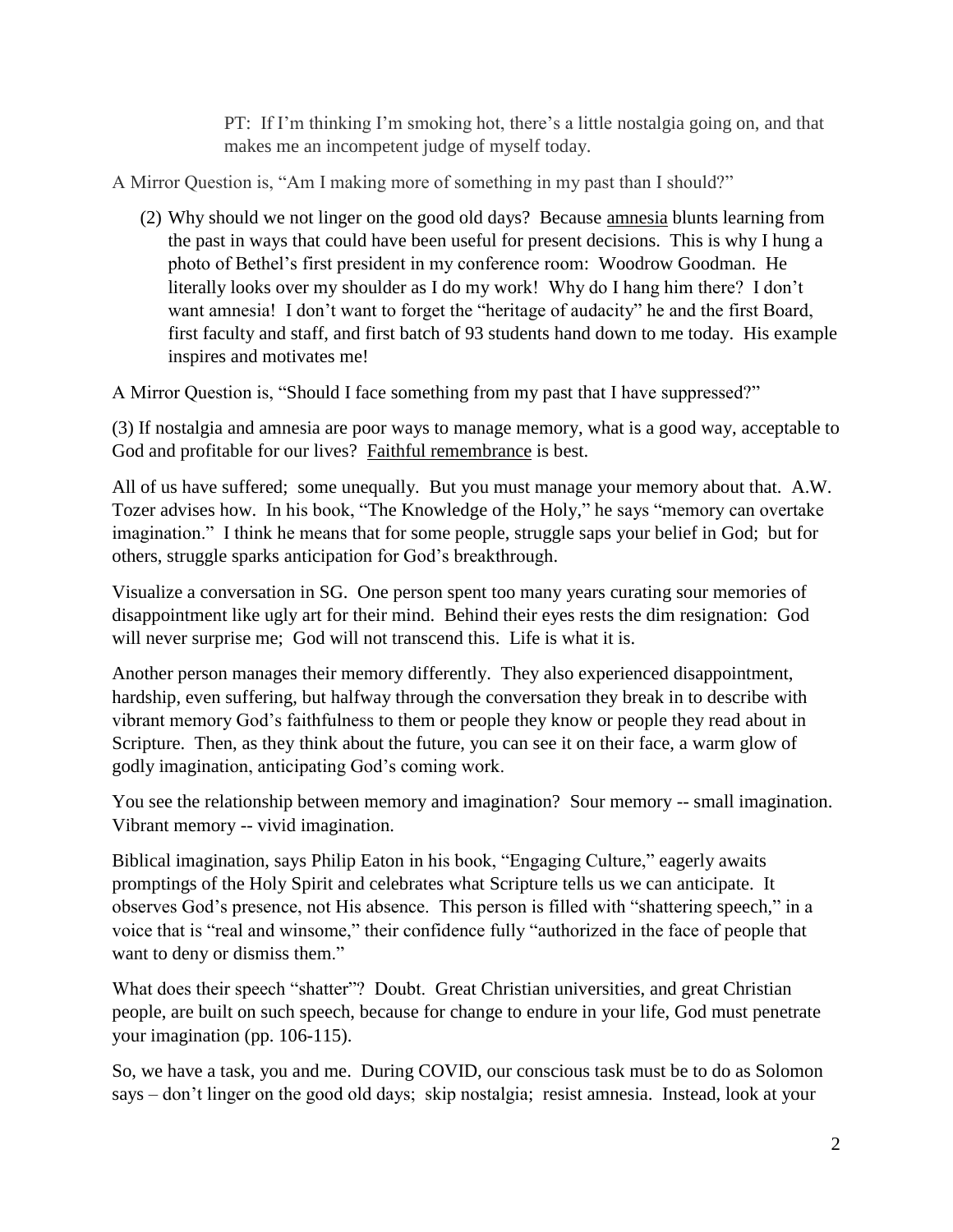> PT: If I'm thinking I'm smoking hot, there's a little nostalgia going on, and that makes me an incompetent judge of myself today.

A Mirror Question is, "Am I making more of something in my past than I should?"

(2) Why should we not linger on the good old days? Because <u>amnesia</u> blunts learning from the past in ways that could have been useful for present decisions. This is why I hung a photo of Bethel's first president in my conference room: Woodrow Goodman. He literally looks over my shoulder as I do my work! Why do I hang him there? I don't want amnesia! I don't want to forget the "heritage of audacity" he and the first Board, first faculty and staff, and first batch of 93 students hand down to me today. His example inspires and motivates me!

A Mirror Question is, "Should I face something from my past that I have suppressed?"

(3) If nostalgia and amnesia are poor ways to manage memory, what is a good way, acceptable to God and profitable for our lives? <u>Faithful remembrance</u> is best.

All of us have suffered; some unequally. But you must manage your memory about that. A.W. Tozer advises how. In his book, "The Knowledge of the Holy," he says "memory can overtake imagination." I think he means that for some people, struggle saps your belief in God; but for others, struggle sparks anticipation for God's breakthrough.

Visualize a conversation in SG. One person spent too many years curating sour memories of disappointment like ugly art for their mind. Behind their eyes rests the dim resignation: God will never surprise me; God will not transcend this. Life is what it is.

Another person manages their memory differently. They also experienced disappointment, hardship, even suffering, but halfway through the conversation they break in to describe with vibrant memory God's faithfulness to them or people they know or people they read about in Scripture. Then, as they think about the future, you can see it on their face, a warm glow of godly imagination, anticipating God's coming work.

You see the relationship between memory and imagination? Sour memory -- small imagination. Vibrant memory -- vivid imagination.

Biblical imagination, says Philip Eaton in his book, "Engaging Culture," eagerly awaits promptings of the Holy Spirit and celebrates what Scripture tells us we can anticipate. It observes God's presence, not His absence. This person is filled with "shattering speech," in a voice that is "real and winsome," their confidence fully "authorized in the face of people that want to deny or dismiss them."

What does their speech "shatter"? Doubt. Great Christian universities, and great Christian people, are built on such speech, because for change to endure in your life, God must penetrate your imagination (pp. 106-115).

So, we have a task, you and me. During COVID, our conscious task must be to do as Solomon says – don't linger on the good old days; skip nostalgia; resist amnesia. Instead, look at your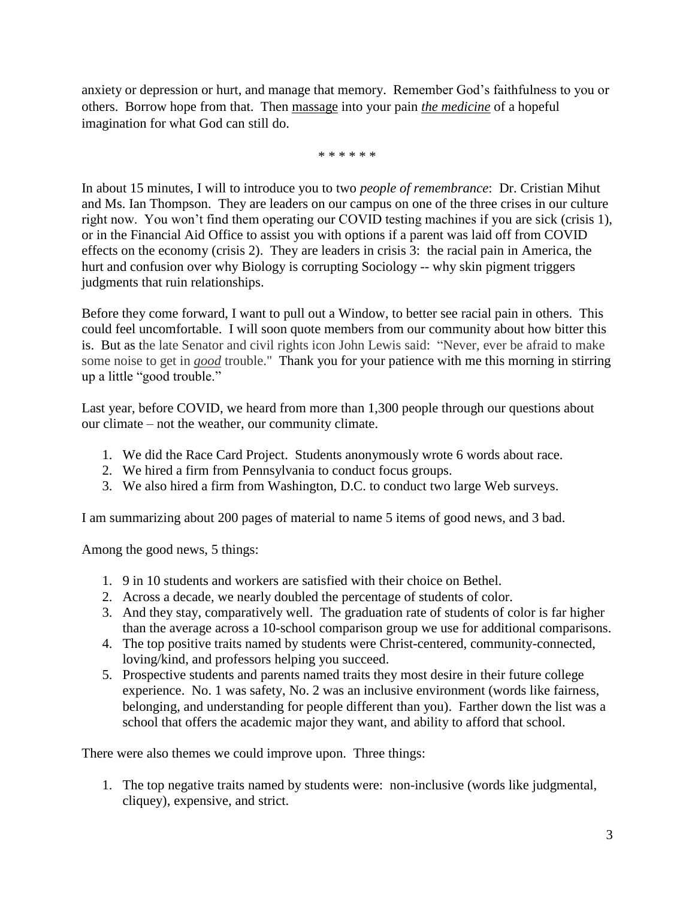anxiety or depression or hurt, and manage that memory. Remember God's faithfulness to you or others. Borrow hope from that. Then <u>massage</u> into your pain <u>*the medicine*</u> of a hopeful imagination for what God can still do.

\* \* \* \* \* \*

In about 15 minutes, I will to introduce you to two *people of remembrance*: Dr. Cristian Mihut and Ms. Ian Thompson. They are leaders on our campus on one of the three crises in our culture right now. You won't find them operating our COVID testing machines if you are sick (crisis 1), or in the Financial Aid Office to assist you with options if a parent was laid off from COVID effects on the economy (crisis 2). They are leaders in crisis 3: the racial pain in America, the hurt and confusion over why Biology is corrupting Sociology -- why skin pigment triggers judgments that ruin relationships.

Before they come forward, I want to pull out a Window, to better see racial pain in others. This could feel uncomfortable. I will soon quote members from our community about how bitter this is. But as the late Senator and civil rights icon John Lewis said: "Never, ever be afraid to make some noise to get in <u>*good*</u> trouble." Thank you for your patience with me this morning in stirring up a little "good trouble."

Last year, before COVID, we heard from more than 1,300 people through our questions about our climate – not the weather, our community climate.

1. We did the Race Card Project. Students anonymously wrote 6 words about race.
2. We hired a firm from Pennsylvania to conduct focus groups.
3. We also hired a firm from Washington, D.C. to conduct two large Web surveys.

I am summarizing about 200 pages of material to name 5 items of good news, and 3 bad.

Among the good news, 5 things:

1. 9 in 10 students and workers are satisfied with their choice on Bethel.
2. Across a decade, we nearly doubled the percentage of students of color.
3. And they stay, comparatively well. The graduation rate of students of color is far higher than the average across a 10-school comparison group we use for additional comparisons.
4. The top positive traits named by students were Christ-centered, community-connected, loving/kind, and professors helping you succeed.
5. Prospective students and parents named traits they most desire in their future college experience. No. 1 was safety, No. 2 was an inclusive environment (words like fairness, belonging, and understanding for people different than you). Farther down the list was a school that offers the academic major they want, and ability to afford that school.

There were also themes we could improve upon. Three things:

1. The top negative traits named by students were: non-inclusive (words like judgmental, cliquey), expensive, and strict.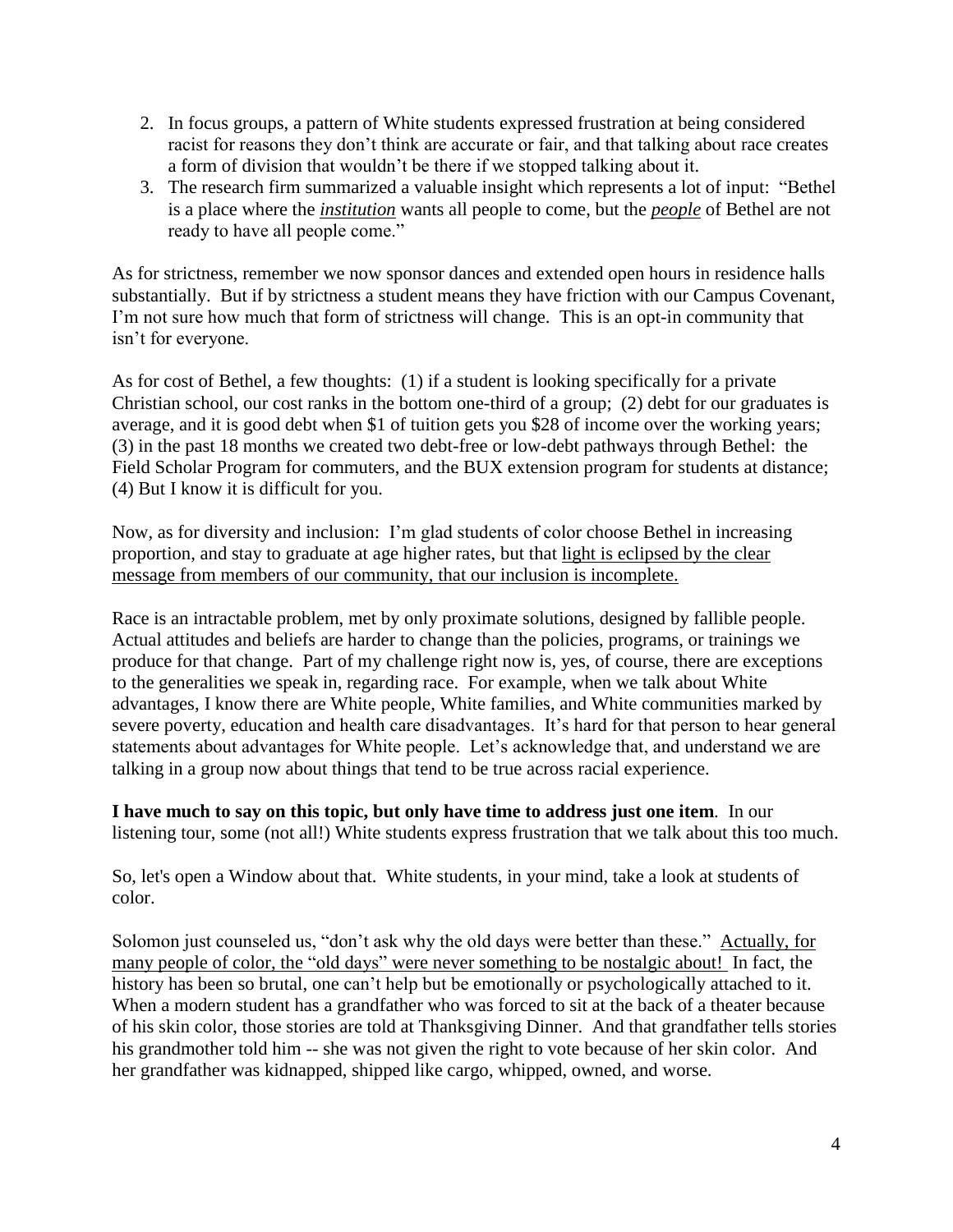2. In focus groups, a pattern of White students expressed frustration at being considered racist for reasons they don't think are accurate or fair, and that talking about race creates a form of division that wouldn't be there if we stopped talking about it.
3. The research firm summarized a valuable insight which represents a lot of input: "Bethel is a place where the ***institution*** wants all people to come, but the ***people*** of Bethel are not ready to have all people come."

As for strictness, remember we now sponsor dances and extended open hours in residence halls substantially. But if by strictness a student means they have friction with our Campus Covenant, I'm not sure how much that form of strictness will change. This is an opt-in community that isn't for everyone.

As for cost of Bethel, a few thoughts: (1) if a student is looking specifically for a private Christian school, our cost ranks in the bottom one-third of a group; (2) debt for our graduates is average, and it is good debt when $1 of tuition gets you $28 of income over the working years; (3) in the past 18 months we created two debt-free or low-debt pathways through Bethel: the Field Scholar Program for commuters, and the BUX extension program for students at distance; (4) But I know it is difficult for you.

Now, as for diversity and inclusion: I'm glad students of color choose Bethel in increasing proportion, and stay to graduate at age higher rates, but that light is eclipsed by the clear message from members of our community, that our inclusion is incomplete.

Race is an intractable problem, met by only proximate solutions, designed by fallible people. Actual attitudes and beliefs are harder to change than the policies, programs, or trainings we produce for that change. Part of my challenge right now is, yes, of course, there are exceptions to the generalities we speak in, regarding race. For example, when we talk about White advantages, I know there are White people, White families, and White communities marked by severe poverty, education and health care disadvantages. It's hard for that person to hear general statements about advantages for White people. Let's acknowledge that, and understand we are talking in a group now about things that tend to be true across racial experience.

**I have much to say on this topic, but only have time to address just one item**. In our listening tour, some (not all!) White students express frustration that we talk about this too much.

So, let's open a Window about that. White students, in your mind, take a look at students of color.

Solomon just counseled us, "don't ask why the old days were better than these." Actually, for many people of color, the "old days" were never something to be nostalgic about! In fact, the history has been so brutal, one can't help but be emotionally or psychologically attached to it. When a modern student has a grandfather who was forced to sit at the back of a theater because of his skin color, those stories are told at Thanksgiving Dinner. And that grandfather tells stories his grandmother told him -- she was not given the right to vote because of her skin color. And her grandfather was kidnapped, shipped like cargo, whipped, owned, and worse.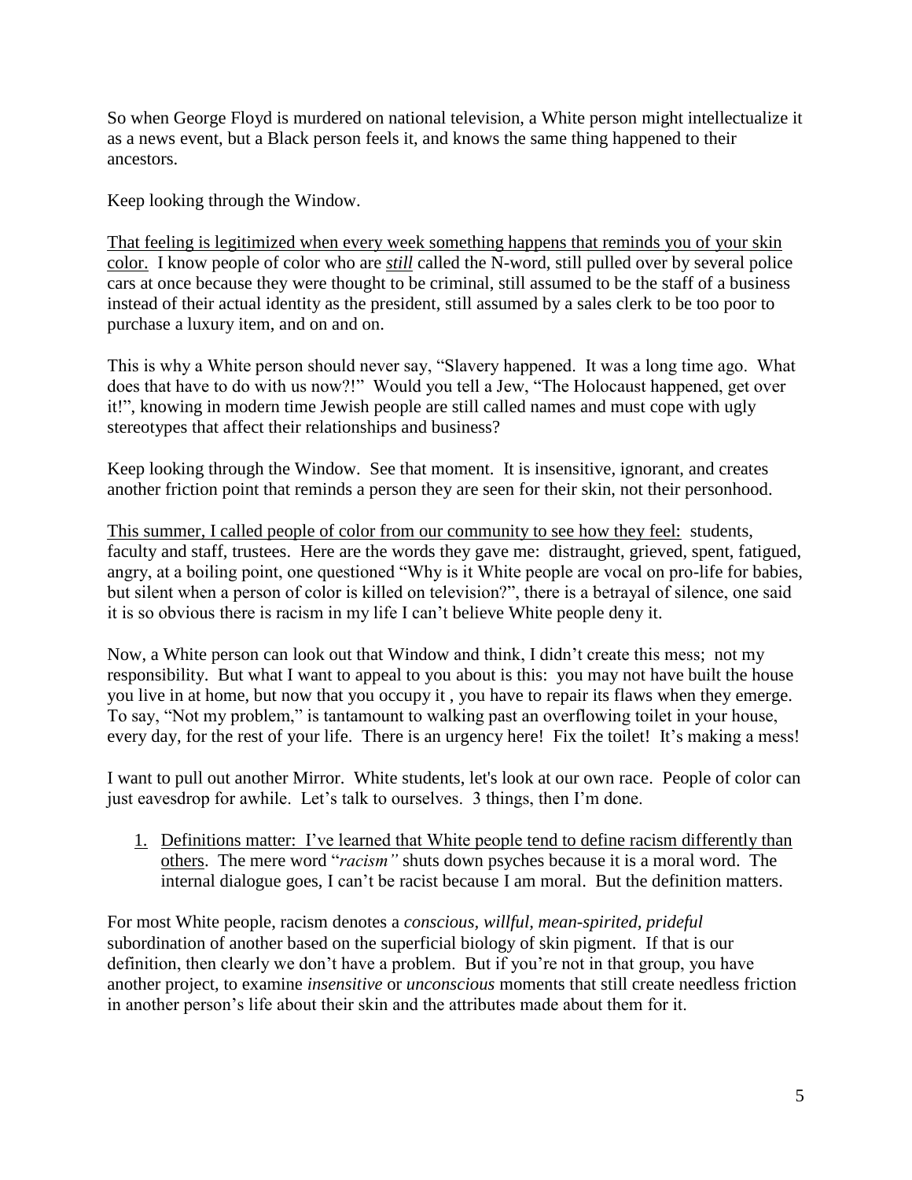So when George Floyd is murdered on national television, a White person might intellectualize it as a news event, but a Black person feels it, and knows the same thing happened to their ancestors.

Keep looking through the Window.

<u>That feeling is legitimized when every week something happens that reminds you of your skin color.</u> I know people of color who are ***<u>still</u>*** called the N-word, still pulled over by several police cars at once because they were thought to be criminal, still assumed to be the staff of a business instead of their actual identity as the president, still assumed by a sales clerk to be too poor to purchase a luxury item, and on and on.

This is why a White person should never say, "Slavery happened. It was a long time ago. What does that have to do with us now?!" Would you tell a Jew, "The Holocaust happened, get over it!", knowing in modern time Jewish people are still called names and must cope with ugly stereotypes that affect their relationships and business?

Keep looking through the Window. See that moment. It is insensitive, ignorant, and creates another friction point that reminds a person they are seen for their skin, not their personhood.

<u>This summer, I called people of color from our community to see how they feel:</u> students, faculty and staff, trustees. Here are the words they gave me: distraught, grieved, spent, fatigued, angry, at a boiling point, one questioned "Why is it White people are vocal on pro-life for babies, but silent when a person of color is killed on television?", there is a betrayal of silence, one said it is so obvious there is racism in my life I can't believe White people deny it.

Now, a White person can look out that Window and think, I didn't create this mess; not my responsibility. But what I want to appeal to you about is this: you may not have built the house you live in at home, but now that you occupy it , you have to repair its flaws when they emerge. To say, "Not my problem," is tantamount to walking past an overflowing toilet in your house, every day, for the rest of your life. There is an urgency here! Fix the toilet! It's making a mess!

I want to pull out another Mirror. White students, let's look at our own race. People of color can just eavesdrop for awhile. Let's talk to ourselves. 3 things, then I'm done.

1. <u>Definitions matter: I've learned that White people tend to define racism differently than others</u>. The mere word "*racism"* shuts down psyches because it is a moral word. The internal dialogue goes, I can't be racist because I am moral. But the definition matters.

For most White people, racism denotes a *conscious, willful, mean-spirited, prideful* subordination of another based on the superficial biology of skin pigment. If that is our definition, then clearly we don't have a problem. But if you're not in that group, you have another project, to examine *insensitive* or *unconscious* moments that still create needless friction in another person's life about their skin and the attributes made about them for it.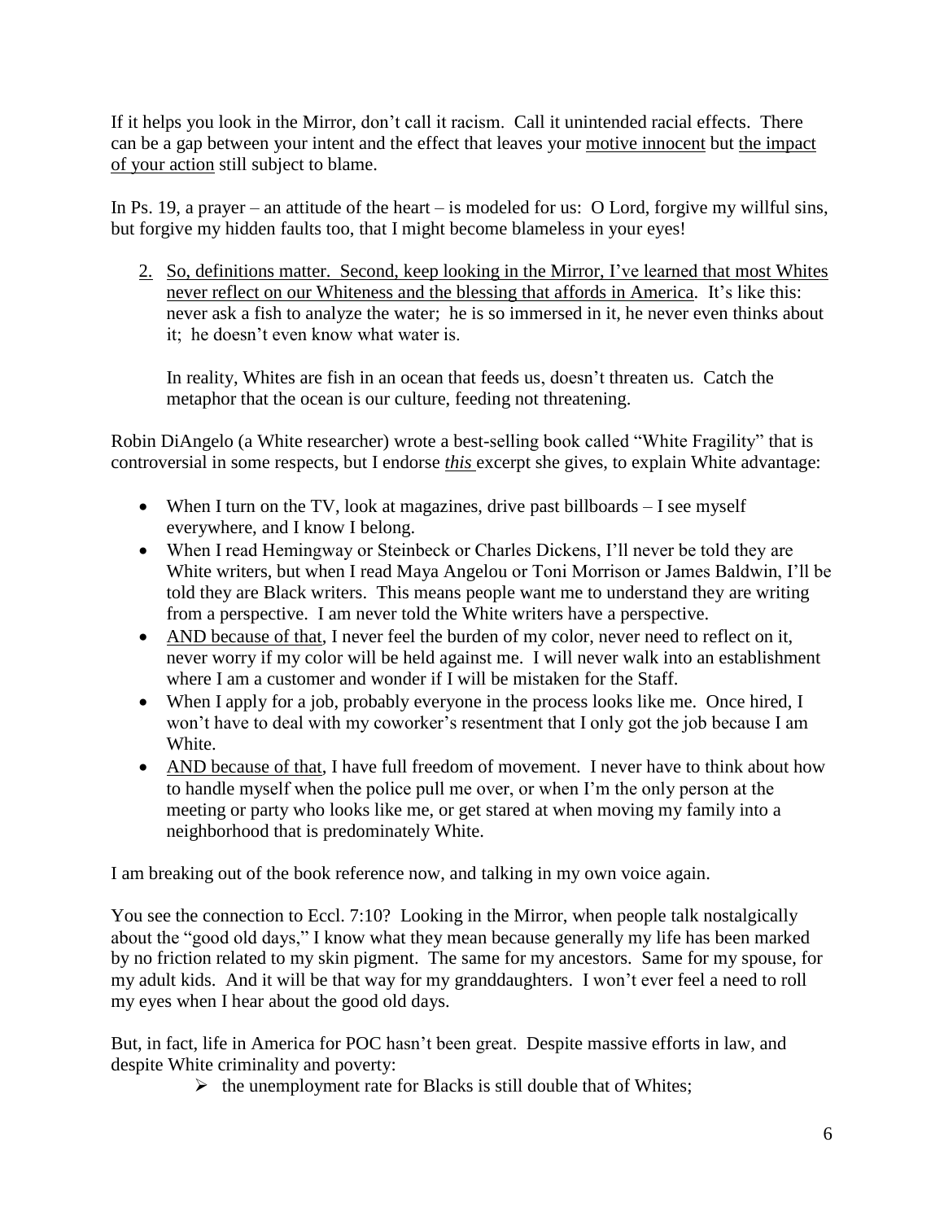If it helps you look in the Mirror, don't call it racism. Call it unintended racial effects. There can be a gap between your intent and the effect that leaves your <u>motive innocent</u> but <u>the impact of your action</u> still subject to blame.

In Ps. 19, a prayer – an attitude of the heart – is modeled for us: O Lord, forgive my willful sins, but forgive my hidden faults too, that I might become blameless in your eyes!

2. <u>So, definitions matter. Second, keep looking in the Mirror, I've learned that most Whites never reflect on our Whiteness and the blessing that affords in America</u>. It's like this: never ask a fish to analyze the water; he is so immersed in it, he never even thinks about it; he doesn't even know what water is.

   In reality, Whites are fish in an ocean that feeds us, doesn't threaten us. Catch the metaphor that the ocean is our culture, feeding not threatening.

Robin DiAngelo (a White researcher) wrote a best-selling book called "White Fragility" that is controversial in some respects, but I endorse ***this*** excerpt she gives, to explain White advantage:

- When I turn on the TV, look at magazines, drive past billboards – I see myself everywhere, and I know I belong.
- When I read Hemingway or Steinbeck or Charles Dickens, I'll never be told they are White writers, but when I read Maya Angelou or Toni Morrison or James Baldwin, I'll be told they are Black writers. This means people want me to understand they are writing from a perspective. I am never told the White writers have a perspective.
- <u>AND because of that</u>, I never feel the burden of my color, never need to reflect on it, never worry if my color will be held against me. I will never walk into an establishment where I am a customer and wonder if I will be mistaken for the Staff.
- When I apply for a job, probably everyone in the process looks like me. Once hired, I won't have to deal with my coworker's resentment that I only got the job because I am White.
- <u>AND because of that</u>, I have full freedom of movement. I never have to think about how to handle myself when the police pull me over, or when I'm the only person at the meeting or party who looks like me, or get stared at when moving my family into a neighborhood that is predominately White.

I am breaking out of the book reference now, and talking in my own voice again.

You see the connection to Eccl. 7:10? Looking in the Mirror, when people talk nostalgically about the "good old days," I know what they mean because generally my life has been marked by no friction related to my skin pigment. The same for my ancestors. Same for my spouse, for my adult kids. And it will be that way for my granddaughters. I won't ever feel a need to roll my eyes when I hear about the good old days.

But, in fact, life in America for POC hasn't been great. Despite massive efforts in law, and despite White criminality and poverty:

- the unemployment rate for Blacks is still double that of Whites;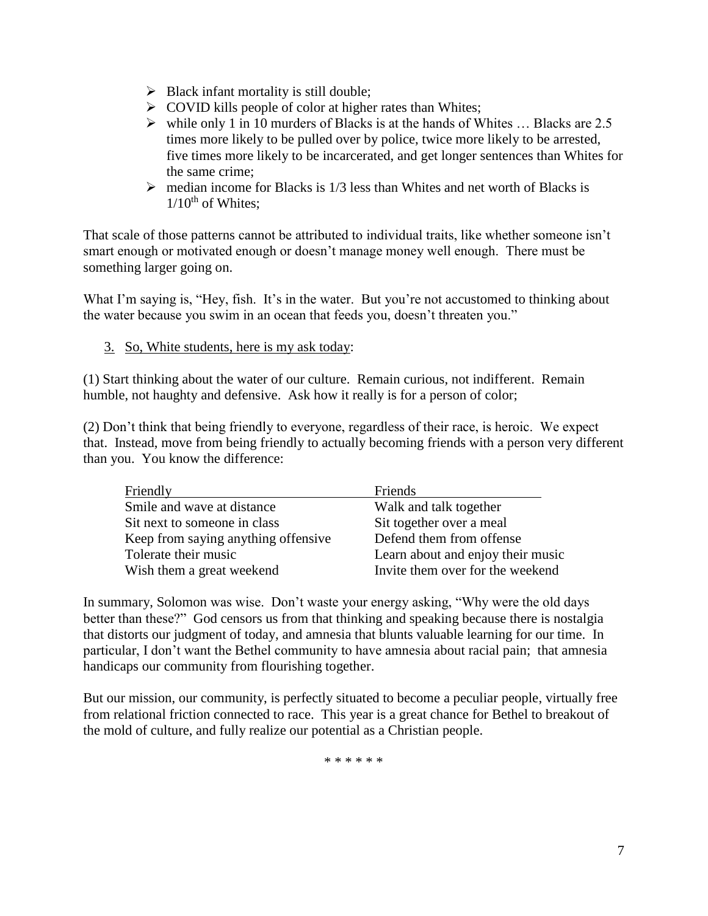- Black infant mortality is still double;
- COVID kills people of color at higher rates than Whites;
- while only 1 in 10 murders of Blacks is at the hands of Whites … Blacks are 2.5 times more likely to be pulled over by police, twice more likely to be arrested, five times more likely to be incarcerated, and get longer sentences than Whites for the same crime;
- median income for Blacks is 1/3 less than Whites and net worth of Blacks is 1/10th of Whites;

That scale of those patterns cannot be attributed to individual traits, like whether someone isn't smart enough or motivated enough or doesn't manage money well enough. There must be something larger going on.

What I'm saying is, "Hey, fish. It's in the water. But you're not accustomed to thinking about the water because you swim in an ocean that feeds you, doesn't threaten you."

3. <u>So, White students, here is my ask today</u>:

(1) Start thinking about the water of our culture. Remain curious, not indifferent. Remain humble, not haughty and defensive. Ask how it really is for a person of color;

(2) Don't think that being friendly to everyone, regardless of their race, is heroic. We expect that. Instead, move from being friendly to actually becoming friends with a person very different than you. You know the difference:

| Friendly | Friends |
|---|---|
| Smile and wave at distance | Walk and talk together |
| Sit next to someone in class | Sit together over a meal |
| Keep from saying anything offensive | Defend them from offense |
| Tolerate their music | Learn about and enjoy their music |
| Wish them a great weekend | Invite them over for the weekend |

In summary, Solomon was wise. Don't waste your energy asking, "Why were the old days better than these?" God censors us from that thinking and speaking because there is nostalgia that distorts our judgment of today, and amnesia that blunts valuable learning for our time. In particular, I don't want the Bethel community to have amnesia about racial pain; that amnesia handicaps our community from flourishing together.

But our mission, our community, is perfectly situated to become a peculiar people, virtually free from relational friction connected to race. This year is a great chance for Bethel to breakout of the mold of culture, and fully realize our potential as a Christian people.

\* \* \* \* \* \*